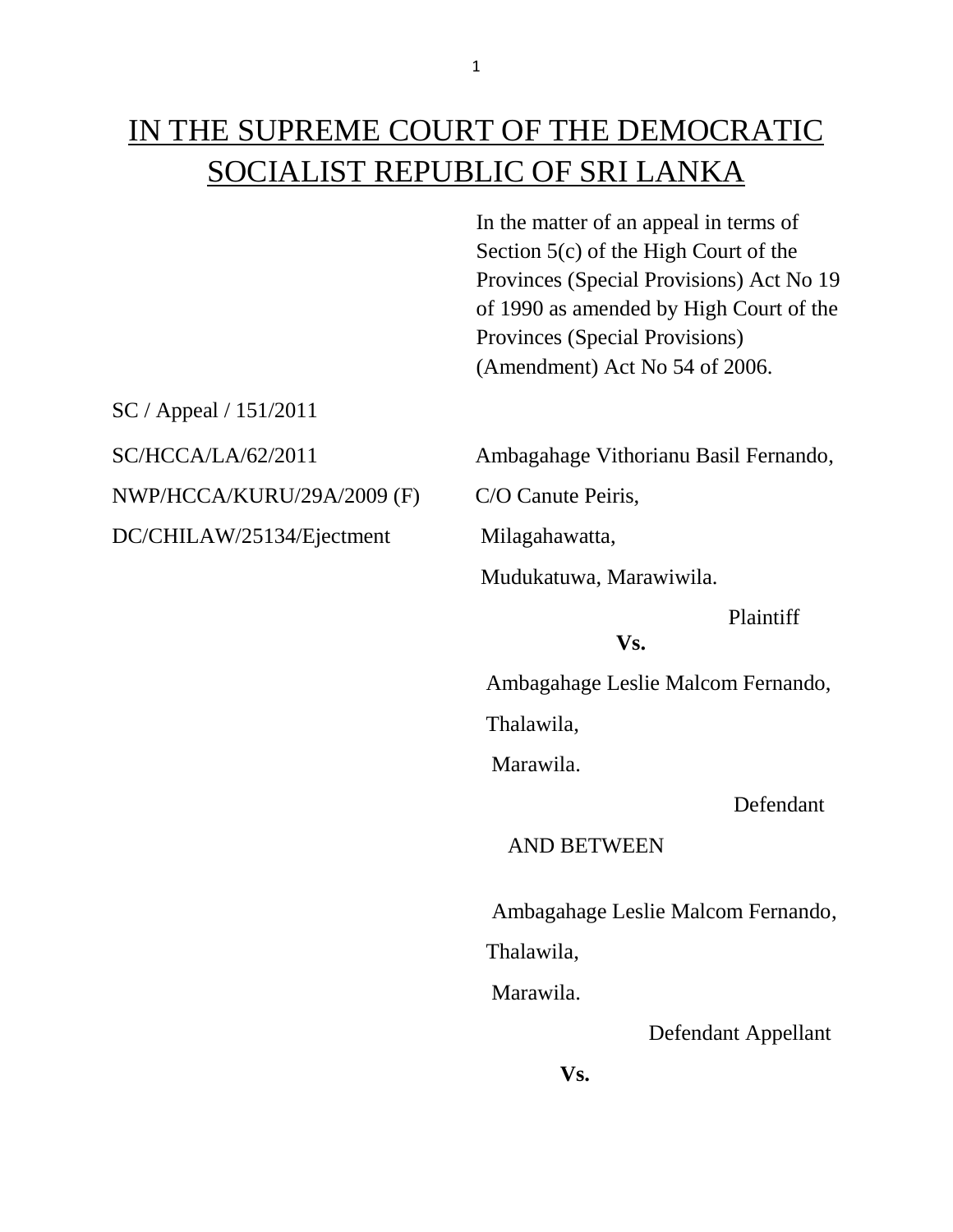# IN THE SUPREME COURT OF THE DEMOCRATIC SOCIALIST REPUBLIC OF SRI LANKA

In the matter of an appeal in terms of Section 5(c) of the High Court of the Provinces (Special Provisions) Act No 19 of 1990 as amended by High Court of the Provinces (Special Provisions) (Amendment) Act No 54 of 2006.

SC / Appeal / 151/2011

SC/HCCA/LA/62/2011

NWP/HCCA/KURU/29A/2009 (F)

DC/CHILAW/25134/Ejectment

Ambagahage Vithorianu Basil Fernando,
C/O Canute Peiris,
Milagahawatta,
Mudukatuwa, Marawiwila.

Plaintiff

**Vs.**

Ambagahage Leslie Malcom Fernando,
Thalawila,
Marawila.

Defendant

AND BETWEEN

Ambagahage Leslie Malcom Fernando,
Thalawila,
Marawila.

Defendant Appellant

**Vs.**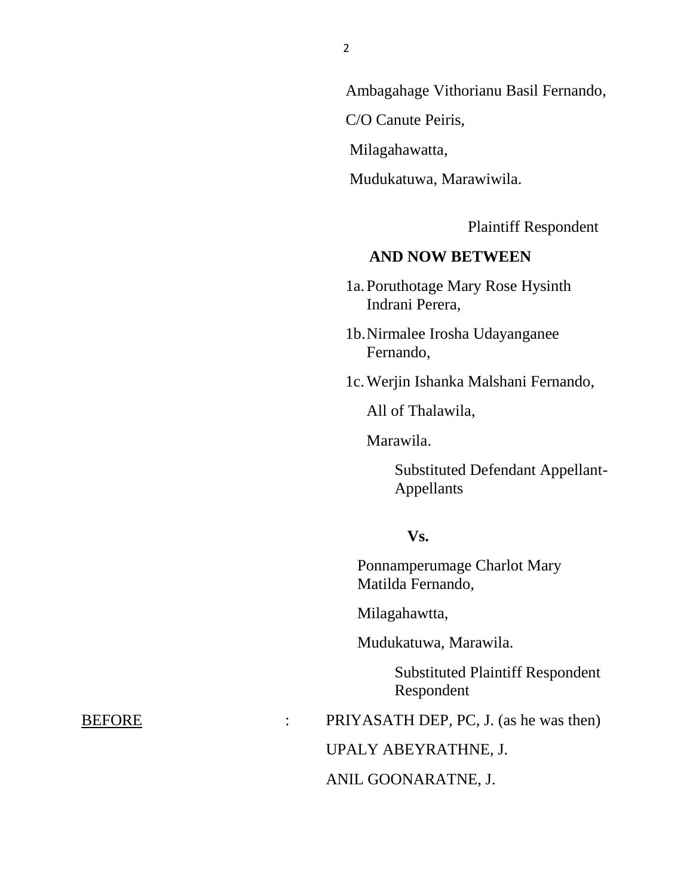Ambagahage Vithorianu Basil Fernando,

C/O Canute Peiris,

Milagahawatta,

Mudukatuwa, Marawiwila.

Plaintiff Respondent

**AND NOW BETWEEN**

1a. Poruthotage Mary Rose Hysinth Indrani Perera,

1b. Nirmalee Irosha Udayanganee Fernando,

1c. Werjin Ishanka Malshani Fernando,

All of Thalawila,

Marawila.

Substituted Defendant Appellant-Appellants

**Vs.**

Ponnamperumage Charlot Mary Matilda Fernando,

Milagahawtta,

Mudukatuwa, Marawila.

Substituted Plaintiff Respondent Respondent

BEFORE : PRIYASATH DEP, PC, J. (as he was then)

UPALY ABEYRATHNE, J.

ANIL GOONARATNE, J.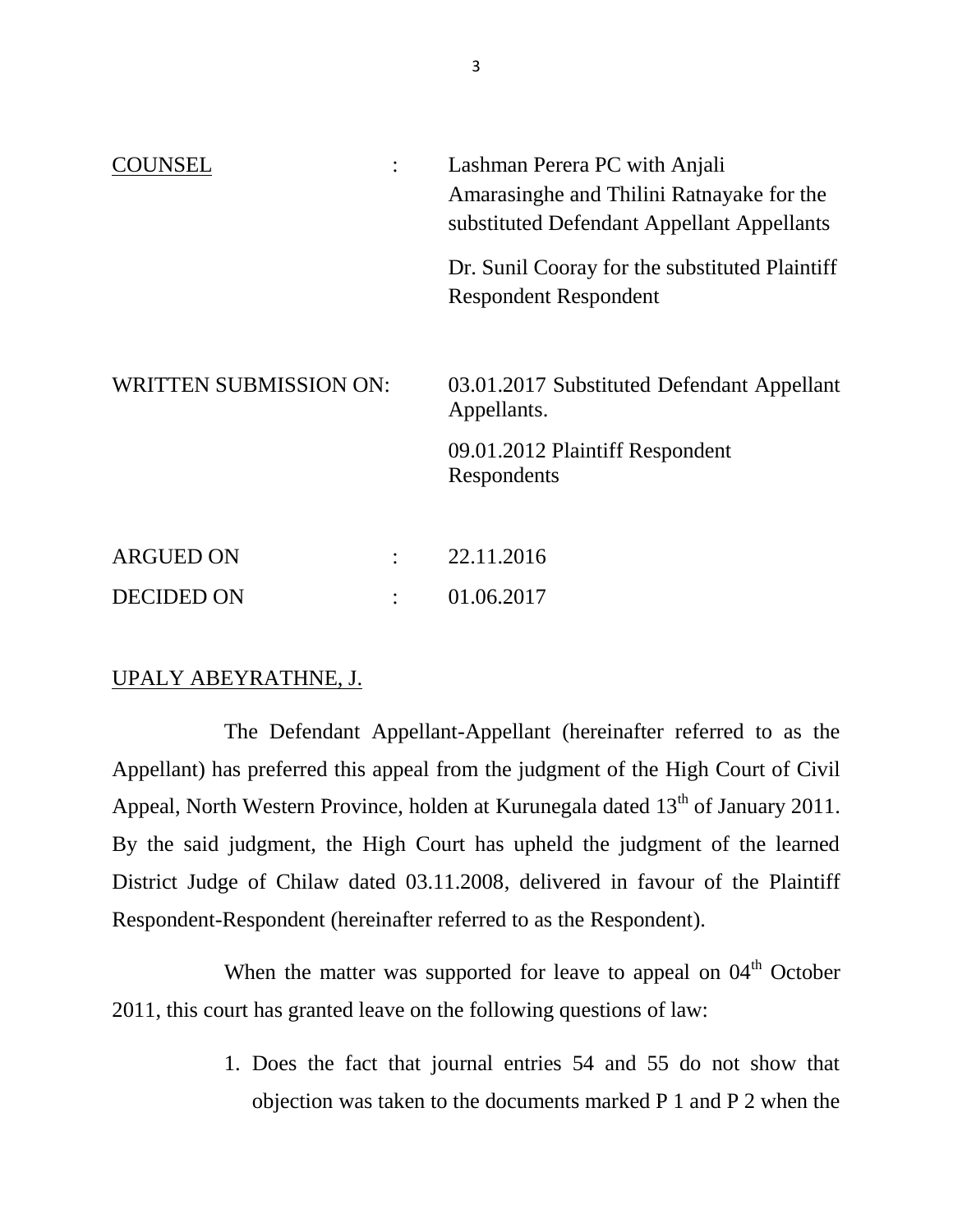| | | |
|---|---|---|
| COUNSEL | : | Lashman Perera PC with Anjali Amarasinghe and Thilini Ratnayake for the substituted Defendant Appellant Appellants |
| | | Dr. Sunil Cooray for the substituted Plaintiff Respondent Respondent |
| WRITTEN SUBMISSION ON: | | 03.01.2017 Substituted Defendant Appellant Appellants. |
| | | 09.01.2012 Plaintiff Respondent Respondents |
| ARGUED ON | : | 22.11.2016 |
| DECIDED ON | : | 01.06.2017 |

UPALY ABEYRATHNE, J.

The Defendant Appellant-Appellant (hereinafter referred to as the Appellant) has preferred this appeal from the judgment of the High Court of Civil Appeal, North Western Province, holden at Kurunegala dated 13th of January 2011. By the said judgment, the High Court has upheld the judgment of the learned District Judge of Chilaw dated 03.11.2008, delivered in favour of the Plaintiff Respondent-Respondent (hereinafter referred to as the Respondent).

When the matter was supported for leave to appeal on 04th October 2011, this court has granted leave on the following questions of law:

1. Does the fact that journal entries 54 and 55 do not show that objection was taken to the documents marked P 1 and P 2 when the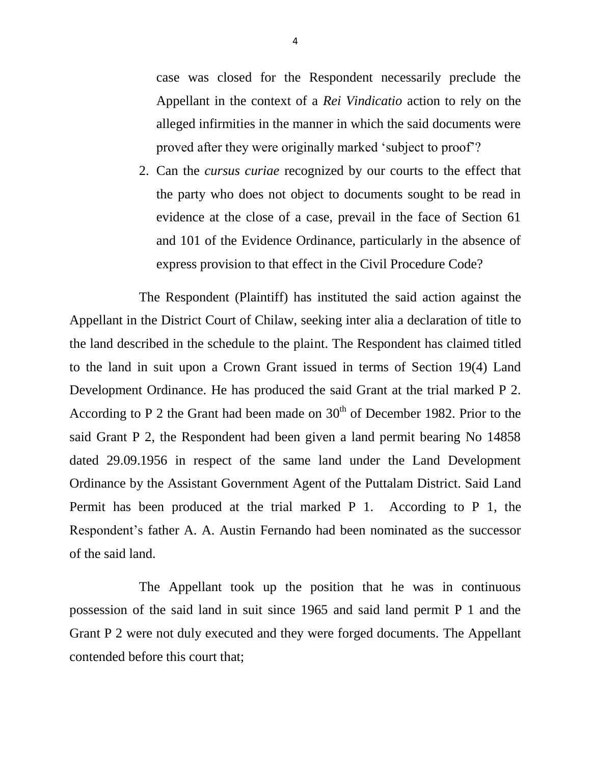case was closed for the Respondent necessarily preclude the Appellant in the context of a *Rei Vindicatio* action to rely on the alleged infirmities in the manner in which the said documents were proved after they were originally marked 'subject to proof'?

2. Can the *cursus curiae* recognized by our courts to the effect that the party who does not object to documents sought to be read in evidence at the close of a case, prevail in the face of Section 61 and 101 of the Evidence Ordinance, particularly in the absence of express provision to that effect in the Civil Procedure Code?

The Respondent (Plaintiff) has instituted the said action against the Appellant in the District Court of Chilaw, seeking inter alia a declaration of title to the land described in the schedule to the plaint. The Respondent has claimed titled to the land in suit upon a Crown Grant issued in terms of Section 19(4) Land Development Ordinance. He has produced the said Grant at the trial marked P 2. According to P 2 the Grant had been made on 30th of December 1982. Prior to the said Grant P 2, the Respondent had been given a land permit bearing No 14858 dated 29.09.1956 in respect of the same land under the Land Development Ordinance by the Assistant Government Agent of the Puttalam District. Said Land Permit has been produced at the trial marked P 1. According to P 1, the Respondent's father A. A. Austin Fernando had been nominated as the successor of the said land.

The Appellant took up the position that he was in continuous possession of the said land in suit since 1965 and said land permit P 1 and the Grant P 2 were not duly executed and they were forged documents. The Appellant contended before this court that;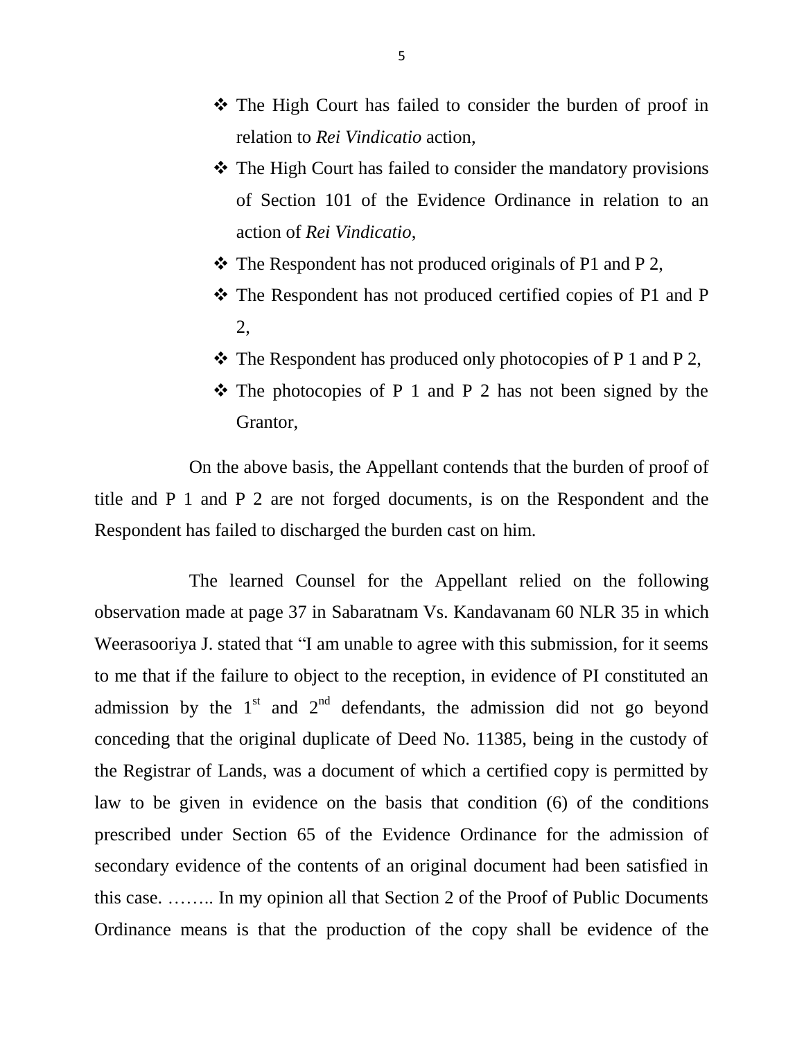- The High Court has failed to consider the burden of proof in relation to *Rei Vindicatio* action,
- The High Court has failed to consider the mandatory provisions of Section 101 of the Evidence Ordinance in relation to an action of *Rei Vindicatio*,
- The Respondent has not produced originals of P1 and P 2,
- The Respondent has not produced certified copies of P1 and P 2,
- The Respondent has produced only photocopies of P 1 and P 2,
- The photocopies of P 1 and P 2 has not been signed by the Grantor,

On the above basis, the Appellant contends that the burden of proof of title and P 1 and P 2 are not forged documents, is on the Respondent and the Respondent has failed to discharged the burden cast on him.

The learned Counsel for the Appellant relied on the following observation made at page 37 in Sabaratnam Vs. Kandavanam 60 NLR 35 in which Weerasooriya J. stated that "I am unable to agree with this submission, for it seems to me that if the failure to object to the reception, in evidence of PI constituted an admission by the 1st and 2nd defendants, the admission did not go beyond conceding that the original duplicate of Deed No. 11385, being in the custody of the Registrar of Lands, was a document of which a certified copy is permitted by law to be given in evidence on the basis that condition (6) of the conditions prescribed under Section 65 of the Evidence Ordinance for the admission of secondary evidence of the contents of an original document had been satisfied in this case. …….. In my opinion all that Section 2 of the Proof of Public Documents Ordinance means is that the production of the copy shall be evidence of the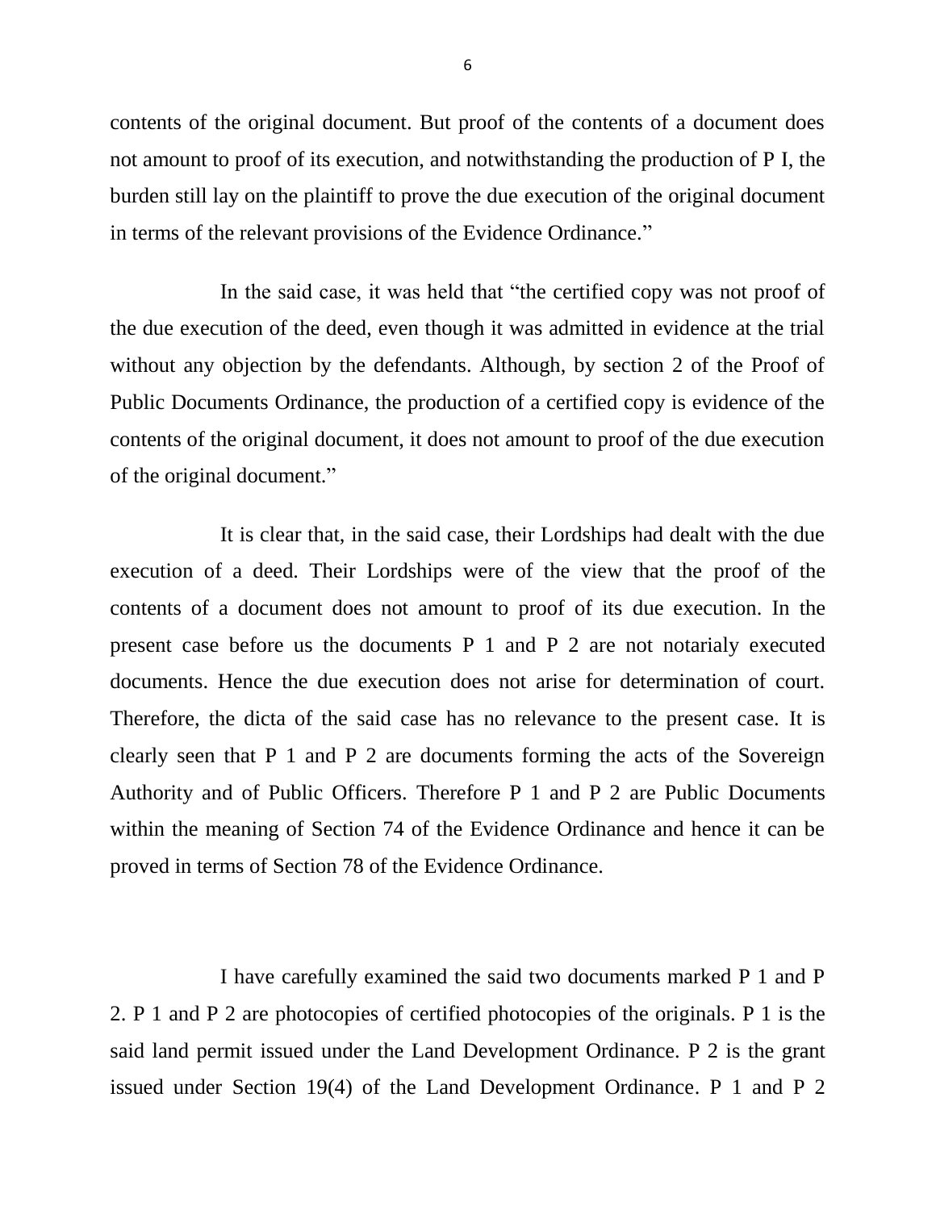contents of the original document. But proof of the contents of a document does not amount to proof of its execution, and notwithstanding the production of P I, the burden still lay on the plaintiff to prove the due execution of the original document in terms of the relevant provisions of the Evidence Ordinance."

In the said case, it was held that "the certified copy was not proof of the due execution of the deed, even though it was admitted in evidence at the trial without any objection by the defendants. Although, by section 2 of the Proof of Public Documents Ordinance, the production of a certified copy is evidence of the contents of the original document, it does not amount to proof of the due execution of the original document."

It is clear that, in the said case, their Lordships had dealt with the due execution of a deed. Their Lordships were of the view that the proof of the contents of a document does not amount to proof of its due execution. In the present case before us the documents P 1 and P 2 are not notarialy executed documents. Hence the due execution does not arise for determination of court. Therefore, the dicta of the said case has no relevance to the present case. It is clearly seen that P 1 and P 2 are documents forming the acts of the Sovereign Authority and of Public Officers. Therefore P 1 and P 2 are Public Documents within the meaning of Section 74 of the Evidence Ordinance and hence it can be proved in terms of Section 78 of the Evidence Ordinance.

I have carefully examined the said two documents marked P 1 and P 2. P 1 and P 2 are photocopies of certified photocopies of the originals. P 1 is the said land permit issued under the Land Development Ordinance. P 2 is the grant issued under Section 19(4) of the Land Development Ordinance. P 1 and P 2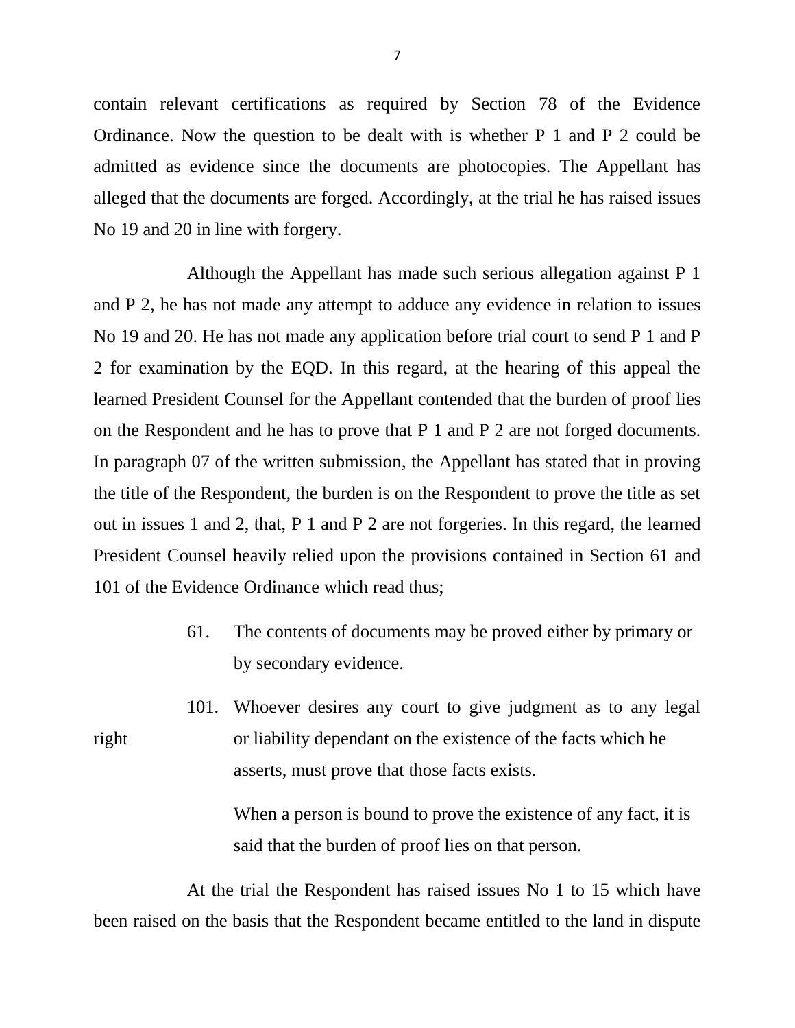contain relevant certifications as required by Section 78 of the Evidence Ordinance. Now the question to be dealt with is whether P 1 and P 2 could be admitted as evidence since the documents are photocopies. The Appellant has alleged that the documents are forged. Accordingly, at the trial he has raised issues No 19 and 20 in line with forgery.

Although the Appellant has made such serious allegation against P 1 and P 2, he has not made any attempt to adduce any evidence in relation to issues No 19 and 20. He has not made any application before trial court to send P 1 and P 2 for examination by the EQD. In this regard, at the hearing of this appeal the learned President Counsel for the Appellant contended that the burden of proof lies on the Respondent and he has to prove that P 1 and P 2 are not forged documents. In paragraph 07 of the written submission, the Appellant has stated that in proving the title of the Respondent, the burden is on the Respondent to prove the title as set out in issues 1 and 2, that, P 1 and P 2 are not forgeries. In this regard, the learned President Counsel heavily relied upon the provisions contained in Section 61 and 101 of the Evidence Ordinance which read thus;

> 61. The contents of documents may be proved either by primary or by secondary evidence.
>
> 101. Whoever desires any court to give judgment as to any legal right or liability dependant on the existence of the facts which he asserts, must prove that those facts exists.
>
> When a person is bound to prove the existence of any fact, it is said that the burden of proof lies on that person.

At the trial the Respondent has raised issues No 1 to 15 which have been raised on the basis that the Respondent became entitled to the land in dispute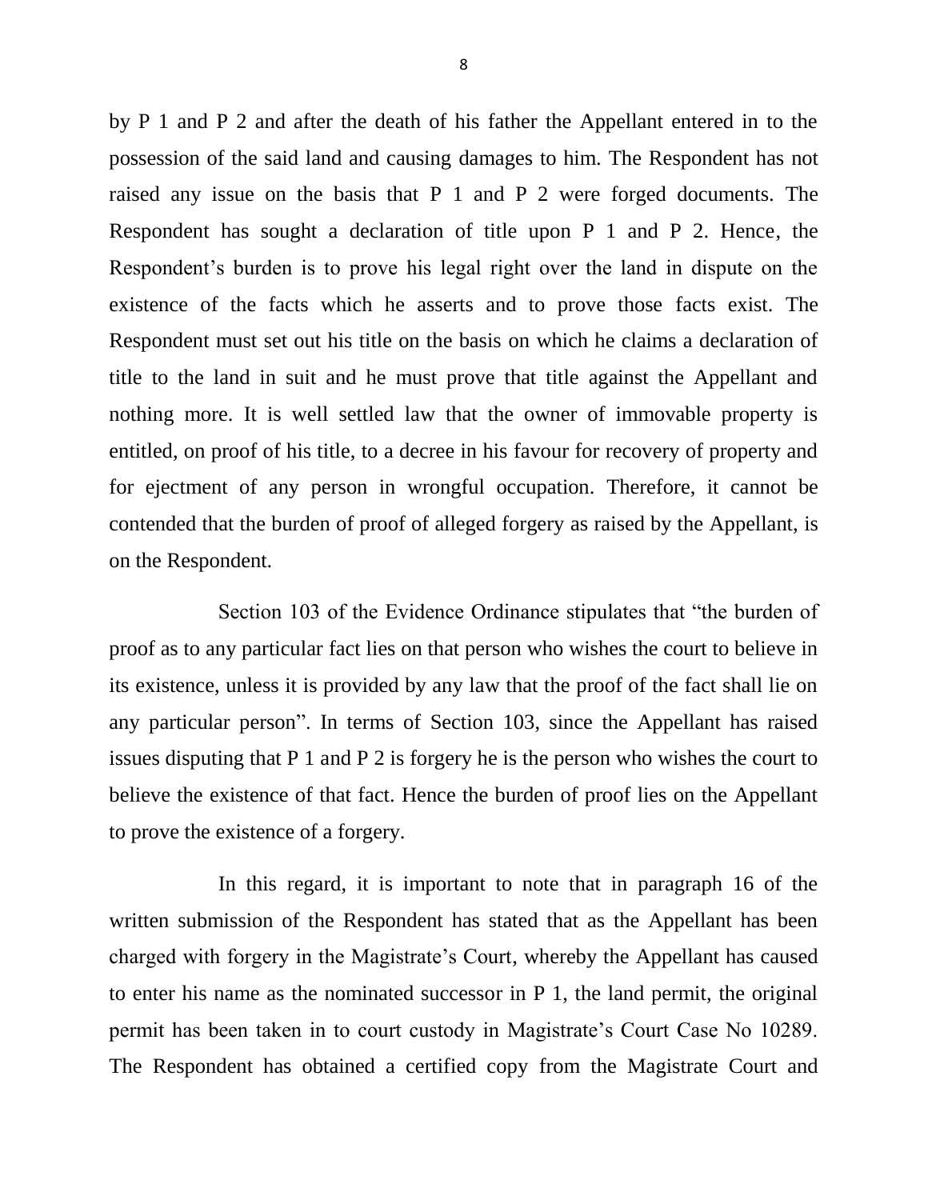by P 1 and P 2 and after the death of his father the Appellant entered in to the possession of the said land and causing damages to him. The Respondent has not raised any issue on the basis that P 1 and P 2 were forged documents. The Respondent has sought a declaration of title upon P 1 and P 2. Hence, the Respondent's burden is to prove his legal right over the land in dispute on the existence of the facts which he asserts and to prove those facts exist. The Respondent must set out his title on the basis on which he claims a declaration of title to the land in suit and he must prove that title against the Appellant and nothing more. It is well settled law that the owner of immovable property is entitled, on proof of his title, to a decree in his favour for recovery of property and for ejectment of any person in wrongful occupation. Therefore, it cannot be contended that the burden of proof of alleged forgery as raised by the Appellant, is on the Respondent.

Section 103 of the Evidence Ordinance stipulates that "the burden of proof as to any particular fact lies on that person who wishes the court to believe in its existence, unless it is provided by any law that the proof of the fact shall lie on any particular person". In terms of Section 103, since the Appellant has raised issues disputing that P 1 and P 2 is forgery he is the person who wishes the court to believe the existence of that fact. Hence the burden of proof lies on the Appellant to prove the existence of a forgery.

In this regard, it is important to note that in paragraph 16 of the written submission of the Respondent has stated that as the Appellant has been charged with forgery in the Magistrate's Court, whereby the Appellant has caused to enter his name as the nominated successor in P 1, the land permit, the original permit has been taken in to court custody in Magistrate's Court Case No 10289. The Respondent has obtained a certified copy from the Magistrate Court and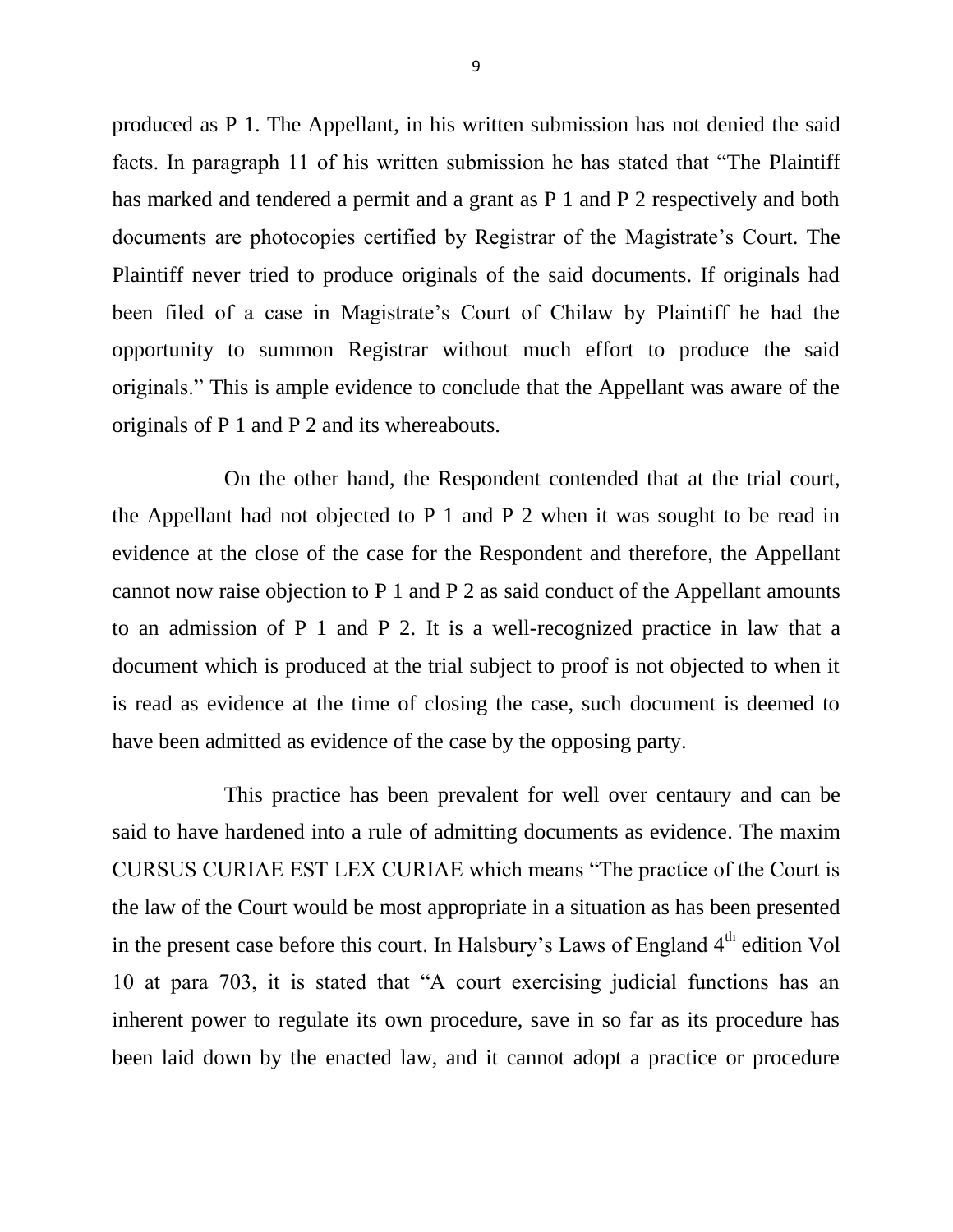produced as P 1. The Appellant, in his written submission has not denied the said facts. In paragraph 11 of his written submission he has stated that "The Plaintiff has marked and tendered a permit and a grant as P 1 and P 2 respectively and both documents are photocopies certified by Registrar of the Magistrate's Court. The Plaintiff never tried to produce originals of the said documents. If originals had been filed of a case in Magistrate's Court of Chilaw by Plaintiff he had the opportunity to summon Registrar without much effort to produce the said originals." This is ample evidence to conclude that the Appellant was aware of the originals of P 1 and P 2 and its whereabouts.

On the other hand, the Respondent contended that at the trial court, the Appellant had not objected to P 1 and P 2 when it was sought to be read in evidence at the close of the case for the Respondent and therefore, the Appellant cannot now raise objection to P 1 and P 2 as said conduct of the Appellant amounts to an admission of P 1 and P 2. It is a well-recognized practice in law that a document which is produced at the trial subject to proof is not objected to when it is read as evidence at the time of closing the case, such document is deemed to have been admitted as evidence of the case by the opposing party.

This practice has been prevalent for well over centaury and can be said to have hardened into a rule of admitting documents as evidence. The maxim CURSUS CURIAE EST LEX CURIAE which means "The practice of the Court is the law of the Court would be most appropriate in a situation as has been presented in the present case before this court. In Halsbury's Laws of England 4th edition Vol 10 at para 703, it is stated that "A court exercising judicial functions has an inherent power to regulate its own procedure, save in so far as its procedure has been laid down by the enacted law, and it cannot adopt a practice or procedure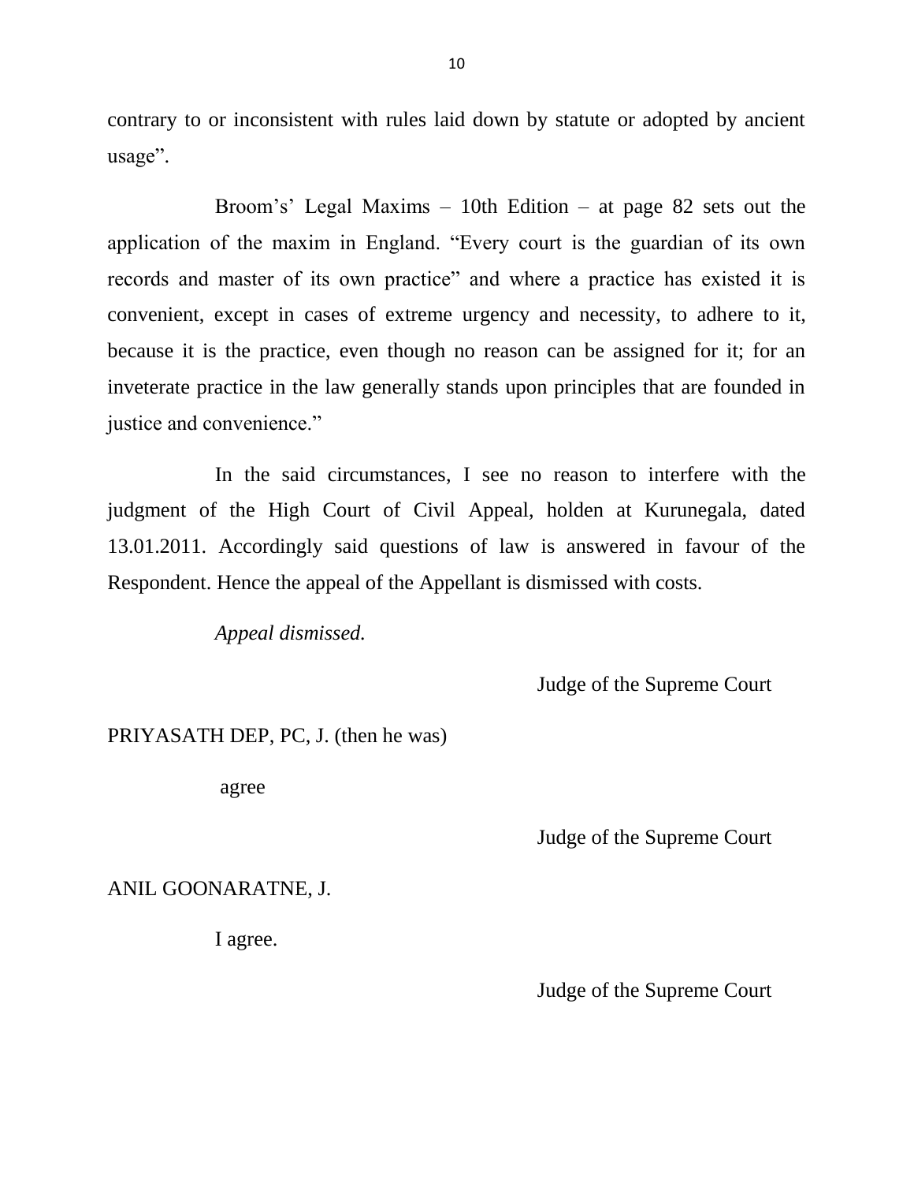contrary to or inconsistent with rules laid down by statute or adopted by ancient usage".

Broom's' Legal Maxims – 10th Edition – at page 82 sets out the application of the maxim in England. "Every court is the guardian of its own records and master of its own practice" and where a practice has existed it is convenient, except in cases of extreme urgency and necessity, to adhere to it, because it is the practice, even though no reason can be assigned for it; for an inveterate practice in the law generally stands upon principles that are founded in justice and convenience."

In the said circumstances, I see no reason to interfere with the judgment of the High Court of Civil Appeal, holden at Kurunegala, dated 13.01.2011. Accordingly said questions of law is answered in favour of the Respondent. Hence the appeal of the Appellant is dismissed with costs.

*Appeal dismissed.*

Judge of the Supreme Court

PRIYASATH DEP, PC, J. (then he was)

agree

Judge of the Supreme Court

ANIL GOONARATNE, J.

I agree.

Judge of the Supreme Court